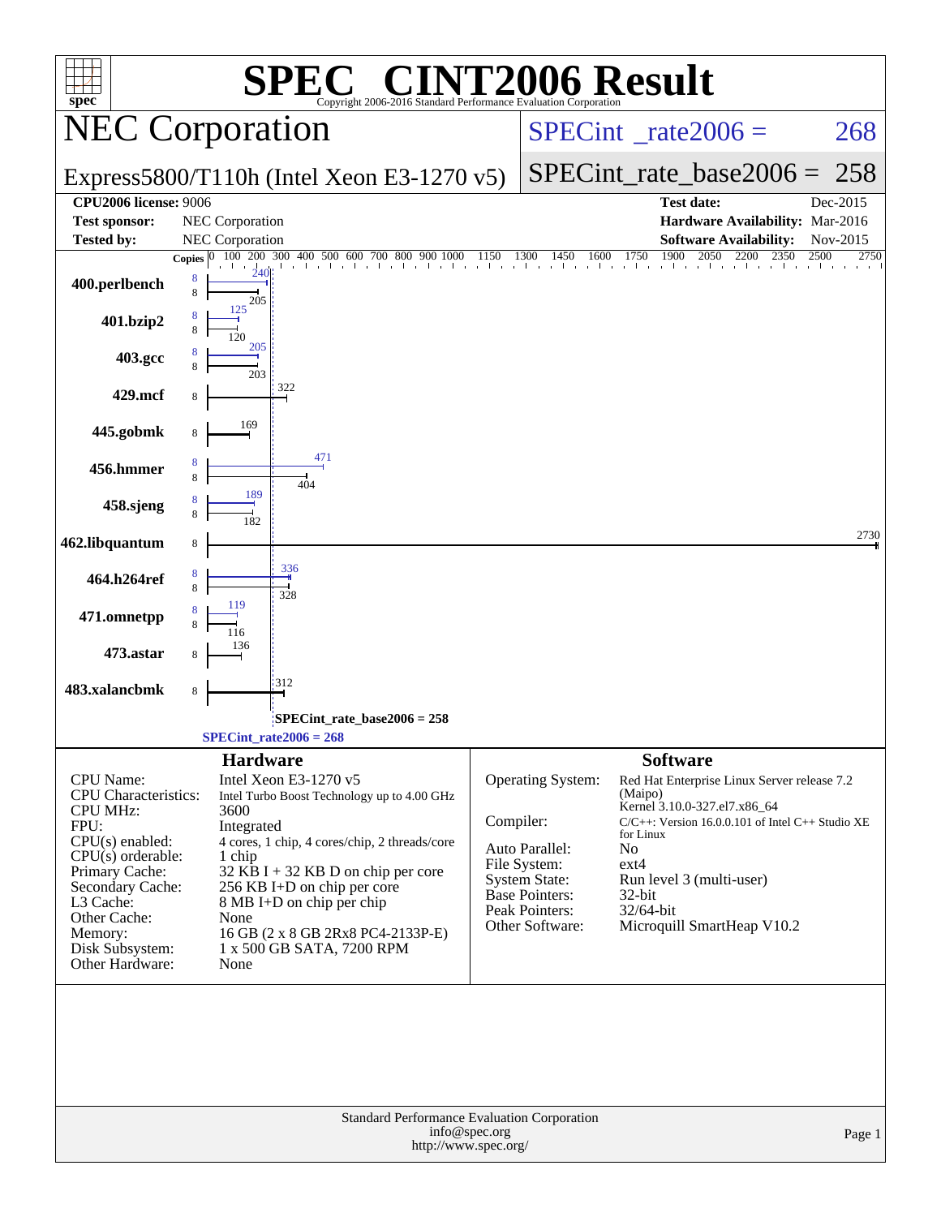# SPEC CINT2006 Result

Copyright 2006-2016 Standard Performance Evaluation Corporation

## NEC Corporation

Express5800/T110h (Intel Xeon E3-1270 v5)

SPECint_rate2006 = 268

SPECint_rate_base2006 = 258

| | | | |
|---|---|---|---|
| **CPU2006 license:** 9006 | | **Test date:** | Dec-2015 |
| **Test sponsor:** | NEC Corporation | **Hardware Availability:** | Mar-2016 |
| **Tested by:** | NEC Corporation | **Software Availability:** | Nov-2015 |

| Benchmark | Copies (peak) | Peak | Copies (base) | Base |
|---|---|---|---|---|
| 400.perlbench | 8 | 240 | 8 | 205 |
| 401.bzip2 | 8 | 125 | 8 | 120 |
| 403.gcc | 8 | 205 | 8 | 203 |
| 429.mcf | | | 8 | 322 |
| 445.gobmk | | | 8 | 169 |
| 456.hmmer | 8 | 471 | 8 | 404 |
| 458.sjeng | 8 | 189 | 8 | 182 |
| 462.libquantum | | | 8 | 2730 |
| 464.h264ref | 8 | 336 | 8 | 328 |
| 471.omnetpp | 8 | 119 | 8 | 116 |
| 473.astar | | | 8 | 136 |
| 483.xalancbmk | | | 8 | 312 |

SPECint_rate_base2006 = 258

SPECint_rate2006 = 268

### Hardware

| | |
|---|---|
| CPU Name: | Intel Xeon E3-1270 v5 |
| CPU Characteristics: | Intel Turbo Boost Technology up to 4.00 GHz |
| CPU MHz: | 3600 |
| FPU: | Integrated |
| CPU(s) enabled: | 4 cores, 1 chip, 4 cores/chip, 2 threads/core |
| CPU(s) orderable: | 1 chip |
| Primary Cache: | 32 KB I + 32 KB D on chip per core |
| Secondary Cache: | 256 KB I+D on chip per core |
| L3 Cache: | 8 MB I+D on chip per chip |
| Other Cache: | None |
| Memory: | 16 GB (2 x 8 GB 2Rx8 PC4-2133P-E) |
| Disk Subsystem: | 1 x 500 GB SATA, 7200 RPM |
| Other Hardware: | None |

### Software

| | |
|---|---|
| Operating System: | Red Hat Enterprise Linux Server release 7.2 (Maipo) Kernel 3.10.0-327.el7.x86_64 |
| Compiler: | C/C++: Version 16.0.0.101 of Intel C++ Studio XE for Linux |
| Auto Parallel: | No |
| File System: | ext4 |
| System State: | Run level 3 (multi-user) |
| Base Pointers: | 32-bit |
| Peak Pointers: | 32/64-bit |
| Other Software: | Microquill SmartHeap V10.2 |

Standard Performance Evaluation Corporation
info@spec.org
http://www.spec.org/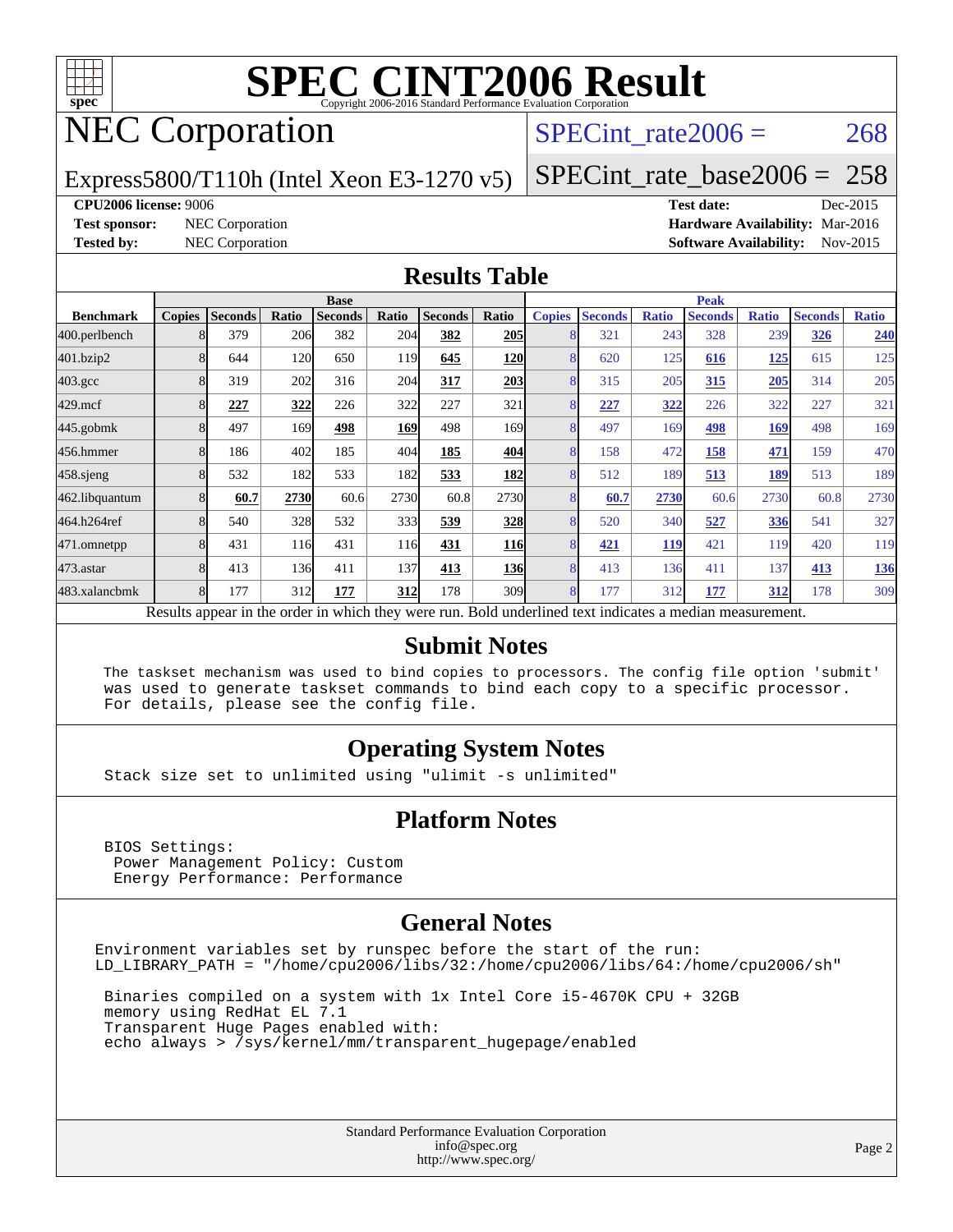# SPEC CINT2006 Result

Copyright 2006-2016 Standard Performance Evaluation Corporation

## NEC Corporation

Express5800/T110h (Intel Xeon E3-1270 v5)

SPECint_rate2006 = 268

SPECint_rate_base2006 = 258

**CPU2006 license:** 9006

**Test sponsor:** NEC Corporation

**Tested by:** NEC Corporation

**Test date:** Dec-2015

**Hardware Availability:** Mar-2016

**Software Availability:** Nov-2015

## Results Table

| Benchmark | Base | | | | | | | Peak | | | | | | |
|---|---|---|---|---|---|---|---|---|---|---|---|---|---|---|
| | Copies | Seconds | Ratio | Seconds | Ratio | Seconds | Ratio | Copies | Seconds | Ratio | Seconds | Ratio | Seconds | Ratio |
| 400.perlbench | 8 | 379 | 206 | 382 | 204 | **382** | **205** | 8 | 321 | 243 | 328 | 239 | **326** | **240** |
| 401.bzip2 | 8 | 644 | 120 | 650 | 119 | **645** | **120** | 8 | 620 | 125 | **616** | **125** | 615 | 125 |
| 403.gcc | 8 | 319 | 202 | 316 | 204 | **317** | **203** | 8 | 315 | 205 | **315** | **205** | 314 | 205 |
| 429.mcf | 8 | **227** | **322** | 226 | 322 | 227 | 321 | 8 | **227** | **322** | 226 | 322 | 227 | 321 |
| 445.gobmk | 8 | 497 | 169 | **498** | **169** | 498 | 169 | 8 | 497 | 169 | **498** | **169** | 498 | 169 |
| 456.hmmer | 8 | 186 | 402 | 185 | 404 | **185** | **404** | 8 | 158 | 472 | **158** | **471** | 159 | 470 |
| 458.sjeng | 8 | 532 | 182 | 533 | 182 | **533** | **182** | 8 | 512 | 189 | **513** | **189** | 513 | 189 |
| 462.libquantum | 8 | **60.7** | **2730** | 60.6 | 2730 | 60.8 | 2730 | 8 | **60.7** | **2730** | 60.6 | 2730 | 60.8 | 2730 |
| 464.h264ref | 8 | 540 | 328 | 532 | 333 | **539** | **328** | 8 | 520 | 340 | **527** | **336** | 541 | 327 |
| 471.omnetpp | 8 | 431 | 116 | 431 | 116 | **431** | **116** | 8 | **421** | **119** | 421 | 119 | 420 | 119 |
| 473.astar | 8 | 413 | 136 | 411 | 137 | **413** | **136** | 8 | 413 | 136 | 411 | 137 | **413** | **136** |
| 483.xalancbmk | 8 | 177 | 312 | **177** | **312** | 178 | 309 | 8 | 177 | 312 | **177** | **312** | 178 | 309 |

Results appear in the order in which they were run. Bold underlined text indicates a median measurement.

## Submit Notes

```
The taskset mechanism was used to bind copies to processors. The config file option 'submit'
was used to generate taskset commands to bind each copy to a specific processor.
For details, please see the config file.
```

## Operating System Notes

```
Stack size set to unlimited using "ulimit -s unlimited"
```

## Platform Notes

```
BIOS Settings:
 Power Management Policy: Custom
 Energy Performance: Performance
```

## General Notes

```
Environment variables set by runspec before the start of the run:
LD_LIBRARY_PATH = "/home/cpu2006/libs/32:/home/cpu2006/libs/64:/home/cpu2006/sh"

 Binaries compiled on a system with 1x Intel Core i5-4670K CPU + 32GB
 memory using RedHat EL 7.1
 Transparent Huge Pages enabled with:
 echo always > /sys/kernel/mm/transparent_hugepage/enabled
```

Standard Performance Evaluation Corporation
info@spec.org
http://www.spec.org/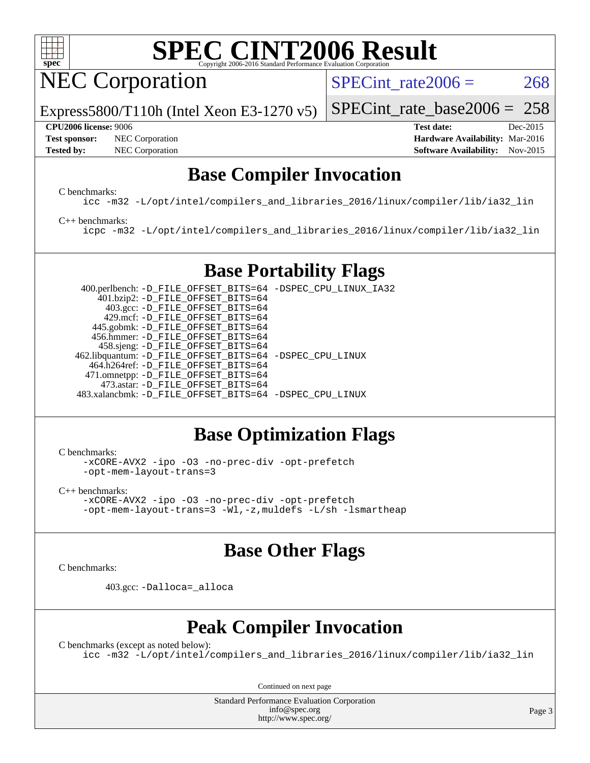# SPEC CINT2006 Result

## NEC Corporation

Express5800/T110h (Intel Xeon E3-1270 v5)

SPECint_rate2006 = 268

SPECint_rate_base2006 = 258

| | | | |
|---|---|---|---|
| **CPU2006 license:** 9006 | | **Test date:** | Dec-2015 |
| **Test sponsor:** | NEC Corporation | **Hardware Availability:** | Mar-2016 |
| **Tested by:** | NEC Corporation | **Software Availability:** | Nov-2015 |

## Base Compiler Invocation

C benchmarks:

```
icc -m32 -L/opt/intel/compilers_and_libraries_2016/linux/compiler/lib/ia32_lin
```

C++ benchmarks:

```
icpc -m32 -L/opt/intel/compilers_and_libraries_2016/linux/compiler/lib/ia32_lin
```

## Base Portability Flags

```
   400.perlbench: -D_FILE_OFFSET_BITS=64 -DSPEC_CPU_LINUX_IA32
       401.bzip2: -D_FILE_OFFSET_BITS=64
         403.gcc: -D_FILE_OFFSET_BITS=64
         429.mcf: -D_FILE_OFFSET_BITS=64
       445.gobmk: -D_FILE_OFFSET_BITS=64
      456.hmmer: -D_FILE_OFFSET_BITS=64
      458.sjeng: -D_FILE_OFFSET_BITS=64
 462.libquantum: -D_FILE_OFFSET_BITS=64 -DSPEC_CPU_LINUX
    464.h264ref: -D_FILE_OFFSET_BITS=64
    471.omnetpp: -D_FILE_OFFSET_BITS=64
      473.astar: -D_FILE_OFFSET_BITS=64
 483.xalancbmk: -D_FILE_OFFSET_BITS=64 -DSPEC_CPU_LINUX
```

## Base Optimization Flags

C benchmarks:

```
-xCORE-AVX2 -ipo -O3 -no-prec-div -opt-prefetch
-opt-mem-layout-trans=3
```

C++ benchmarks:

```
-xCORE-AVX2 -ipo -O3 -no-prec-div -opt-prefetch
-opt-mem-layout-trans=3 -Wl,-z,muldefs -L/sh -lsmartheap
```

## Base Other Flags

C benchmarks:

```
403.gcc: -Dalloca=_alloca
```

## Peak Compiler Invocation

C benchmarks (except as noted below):

```
icc -m32 -L/opt/intel/compilers_and_libraries_2016/linux/compiler/lib/ia32_lin
```

Continued on next page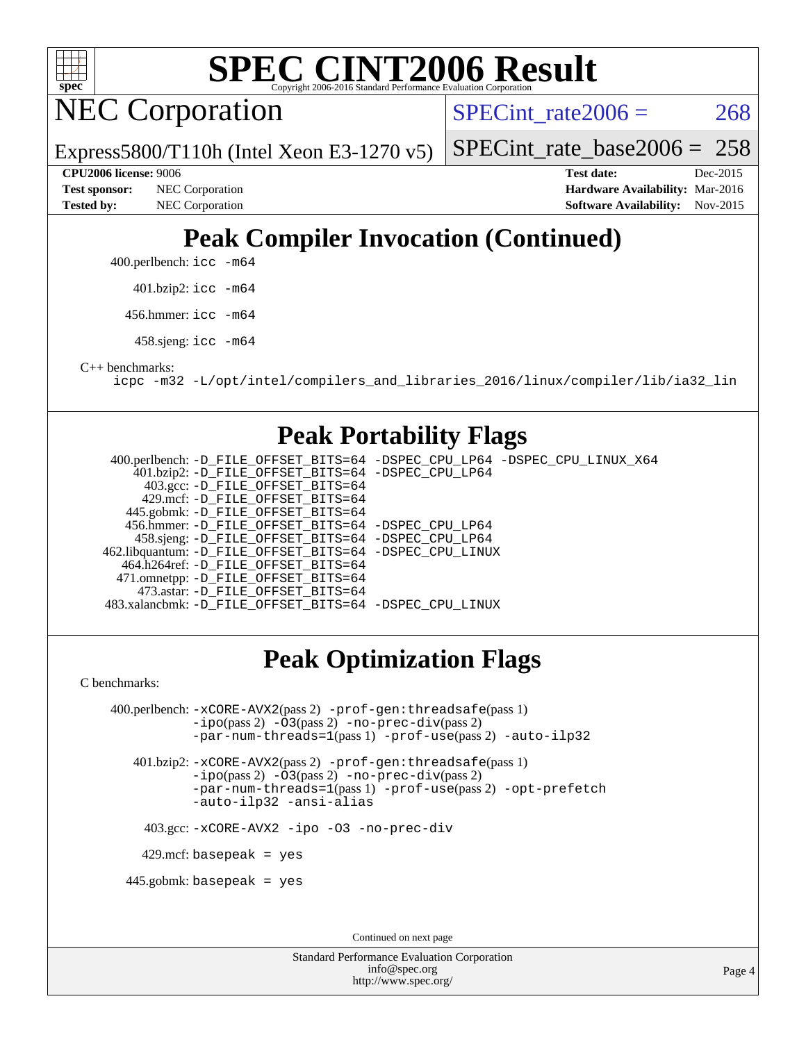# SPEC CINT2006 Result

Copyright 2006-2016 Standard Performance Evaluation Corporation

## NEC Corporation

Express5800/T110h (Intel Xeon E3-1270 v5)

SPECint_rate2006 = 268

SPECint_rate_base2006 = 258

**CPU2006 license:** 9006
**Test sponsor:** NEC Corporation
**Tested by:** NEC Corporation

**Test date:** Dec-2015
**Hardware Availability:** Mar-2016
**Software Availability:** Nov-2015

## Peak Compiler Invocation (Continued)

400.perlbench: `icc -m64`

401.bzip2: `icc -m64`

456.hmmer: `icc -m64`

458.sjeng: `icc -m64`

C++ benchmarks:
`icpc -m32 -L/opt/intel/compilers_and_libraries_2016/linux/compiler/lib/ia32_lin`

## Peak Portability Flags

400.perlbench: `-D_FILE_OFFSET_BITS=64 -DSPEC_CPU_LP64 -DSPEC_CPU_LINUX_X64`
401.bzip2: `-D_FILE_OFFSET_BITS=64 -DSPEC_CPU_LP64`
403.gcc: `-D_FILE_OFFSET_BITS=64`
429.mcf: `-D_FILE_OFFSET_BITS=64`
445.gobmk: `-D_FILE_OFFSET_BITS=64`
456.hmmer: `-D_FILE_OFFSET_BITS=64 -DSPEC_CPU_LP64`
458.sjeng: `-D_FILE_OFFSET_BITS=64 -DSPEC_CPU_LP64`
462.libquantum: `-D_FILE_OFFSET_BITS=64 -DSPEC_CPU_LINUX`
464.h264ref: `-D_FILE_OFFSET_BITS=64`
471.omnetpp: `-D_FILE_OFFSET_BITS=64`
473.astar: `-D_FILE_OFFSET_BITS=64`
483.xalancbmk: `-D_FILE_OFFSET_BITS=64 -DSPEC_CPU_LINUX`

## Peak Optimization Flags

C benchmarks:

400.perlbench: `-xCORE-AVX2`(pass 2) `-prof-gen:threadsafe`(pass 1) `-ipo`(pass 2) `-O3`(pass 2) `-no-prec-div`(pass 2) `-par-num-threads=1`(pass 1) `-prof-use`(pass 2) `-auto-ilp32`

401.bzip2: `-xCORE-AVX2`(pass 2) `-prof-gen:threadsafe`(pass 1) `-ipo`(pass 2) `-O3`(pass 2) `-no-prec-div`(pass 2) `-par-num-threads=1`(pass 1) `-prof-use`(pass 2) `-opt-prefetch` `-auto-ilp32` `-ansi-alias`

403.gcc: `-xCORE-AVX2 -ipo -O3 -no-prec-div`

429.mcf: `basepeak = yes`

445.gobmk: `basepeak = yes`

Continued on next page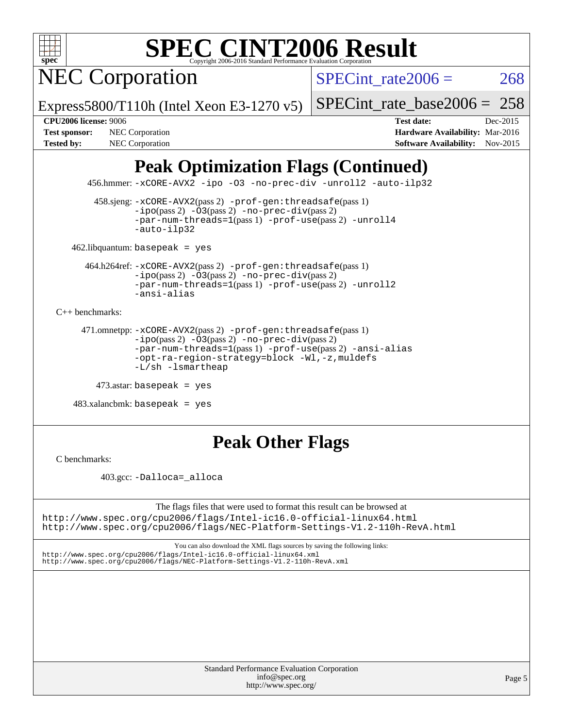# SPEC CINT2006 Result

## NEC Corporation

Express5800/T110h (Intel Xeon E3-1270 v5)

SPECint_rate2006 = 268

SPECint_rate_base2006 = 258

**CPU2006 license:** 9006
**Test sponsor:** NEC Corporation
**Tested by:** NEC Corporation

**Test date:** Dec-2015
**Hardware Availability:** Mar-2016
**Software Availability:** Nov-2015

## Peak Optimization Flags (Continued)

456.hmmer: `-xCORE-AVX2 -ipo -O3 -no-prec-div -unroll2 -auto-ilp32`

458.sjeng: `-xCORE-AVX2`(pass 2) `-prof-gen:threadsafe`(pass 1) `-ipo`(pass 2) `-O3`(pass 2) `-no-prec-div`(pass 2) `-par-num-threads=1`(pass 1) `-prof-use`(pass 2) `-unroll4` `-auto-ilp32`

462.libquantum: `basepeak = yes`

464.h264ref: `-xCORE-AVX2`(pass 2) `-prof-gen:threadsafe`(pass 1) `-ipo`(pass 2) `-O3`(pass 2) `-no-prec-div`(pass 2) `-par-num-threads=1`(pass 1) `-prof-use`(pass 2) `-unroll2` `-ansi-alias`

C++ benchmarks:

471.omnetpp: `-xCORE-AVX2`(pass 2) `-prof-gen:threadsafe`(pass 1) `-ipo`(pass 2) `-O3`(pass 2) `-no-prec-div`(pass 2) `-par-num-threads=1`(pass 1) `-prof-use`(pass 2) `-ansi-alias` `-opt-ra-region-strategy=block` `-Wl,-z,muldefs` `-L/sh -lsmartheap`

473.astar: `basepeak = yes`

483.xalancbmk: `basepeak = yes`

## Peak Other Flags

C benchmarks:

403.gcc: `-Dalloca=_alloca`

The flags files that were used to format this result can be browsed at
http://www.spec.org/cpu2006/flags/Intel-ic16.0-official-linux64.html
http://www.spec.org/cpu2006/flags/NEC-Platform-Settings-V1.2-110h-RevA.html

You can also download the XML flags sources by saving the following links:
http://www.spec.org/cpu2006/flags/Intel-ic16.0-official-linux64.xml
http://www.spec.org/cpu2006/flags/NEC-Platform-Settings-V1.2-110h-RevA.xml

Standard Performance Evaluation Corporation
info@spec.org
http://www.spec.org/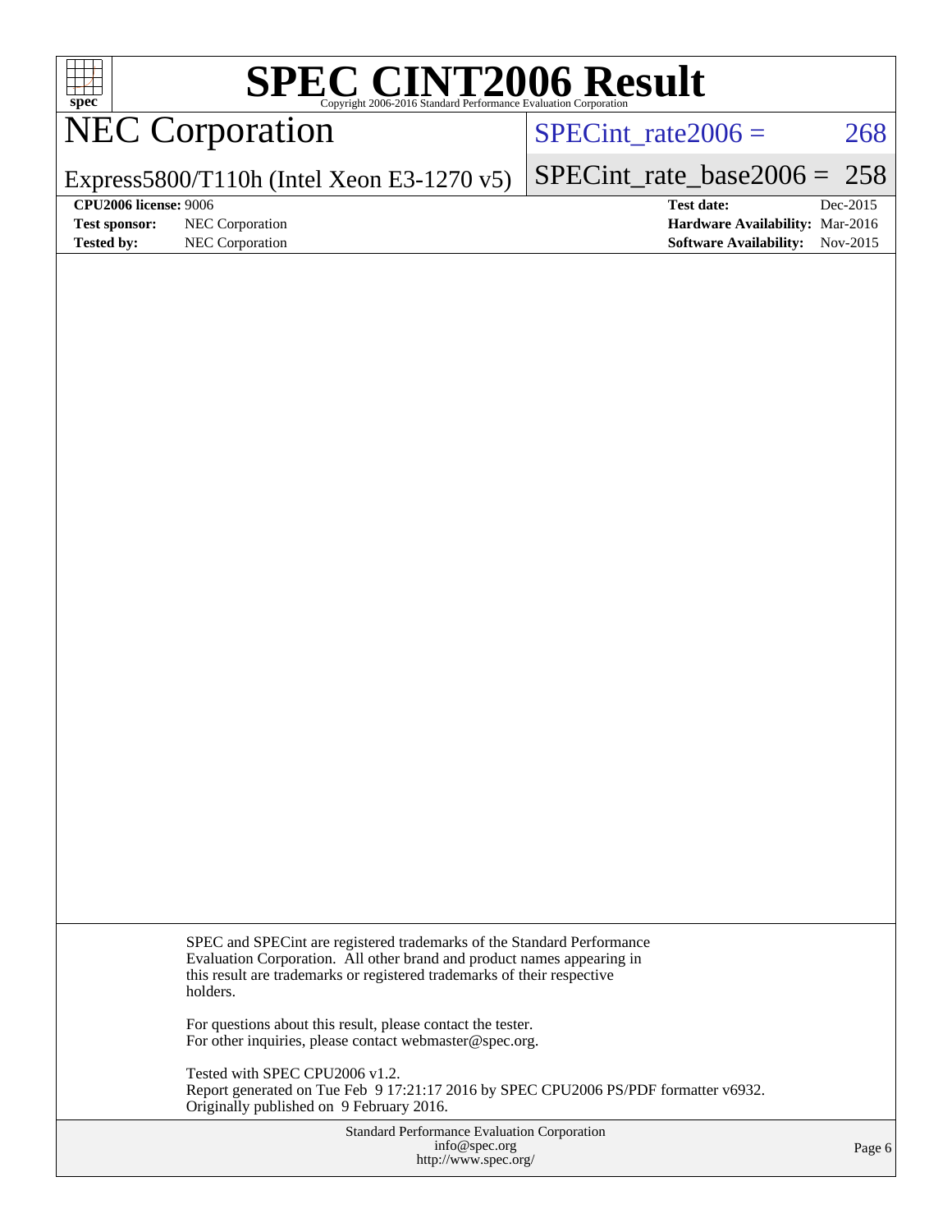# SPEC CINT2006 Result

Copyright 2006-2016 Standard Performance Evaluation Corporation

## NEC Corporation

Express5800/T110h (Intel Xeon E3-1270 v5)

SPECint_rate2006 = 268

SPECint_rate_base2006 = 258

**CPU2006 license:** 9006
**Test sponsor:** NEC Corporation
**Tested by:** NEC Corporation

**Test date:** Dec-2015
**Hardware Availability:** Mar-2016
**Software Availability:** Nov-2015

SPEC and SPECint are registered trademarks of the Standard Performance Evaluation Corporation. All other brand and product names appearing in this result are trademarks or registered trademarks of their respective holders.

For questions about this result, please contact the tester.
For other inquiries, please contact webmaster@spec.org.

Tested with SPEC CPU2006 v1.2.
Report generated on Tue Feb 9 17:21:17 2016 by SPEC CPU2006 PS/PDF formatter v6932.
Originally published on 9 February 2016.

Standard Performance Evaluation Corporation
info@spec.org
http://www.spec.org/